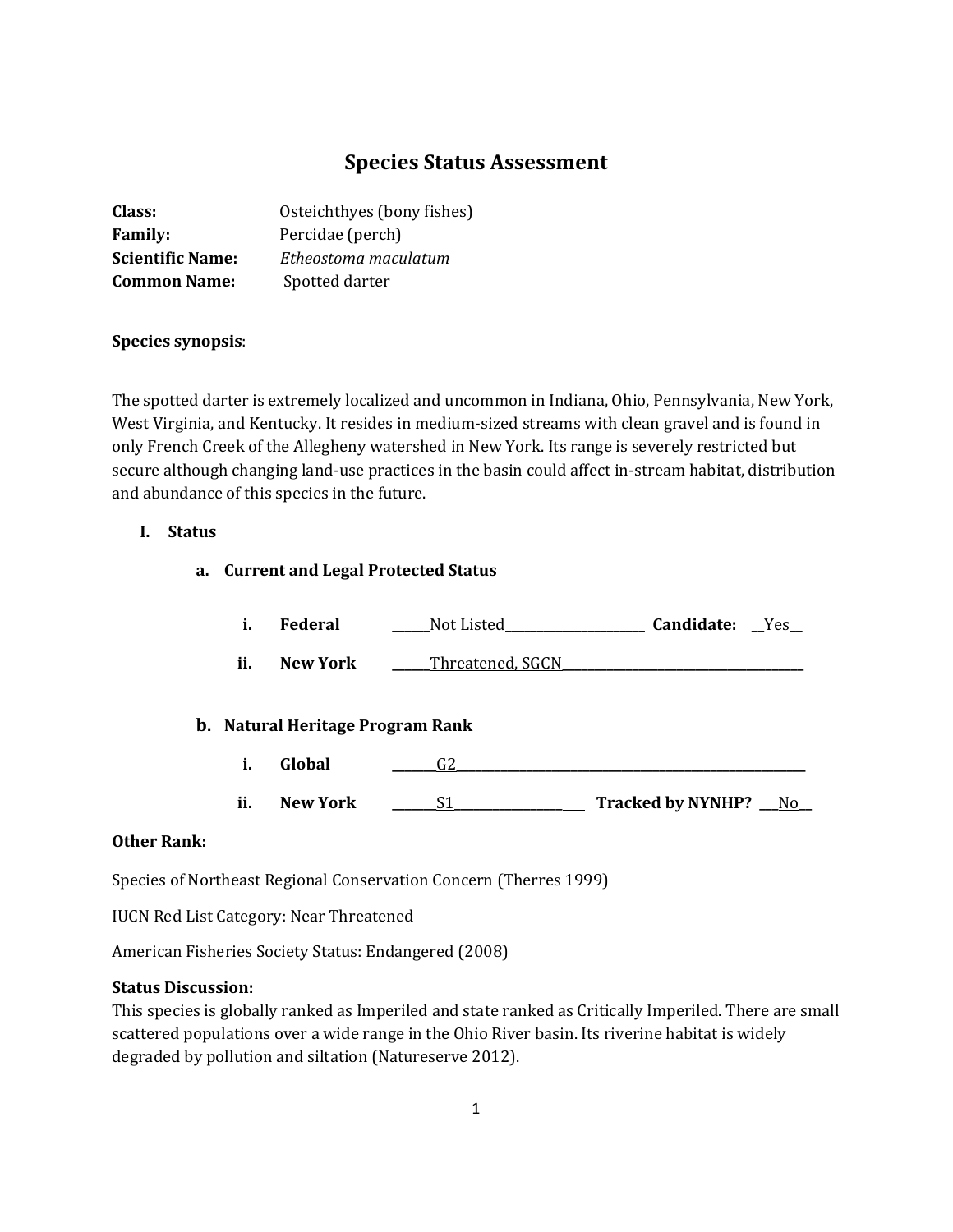# Species Status Assessment

**Class:** Osteichthyes (bony fishes)
**Family:** Percidae (perch)
**Scientific Name:** *Etheostoma maculatum*
**Common Name:** Spotted darter

**Species synopsis**:

The spotted darter is extremely localized and uncommon in Indiana, Ohio, Pennsylvania, New York, West Virginia, and Kentucky. It resides in medium-sized streams with clean gravel and is found in only French Creek of the Allegheny watershed in New York. Its range is severely restricted but secure although changing land-use practices in the basin could affect in-stream habitat, distribution and abundance of this species in the future.

## I. Status

### a. Current and Legal Protected Status

i. **Federal** ______Not Listed______ **Candidate:** __Yes__

ii. **New York** ______Threatened, SGCN______

### b. Natural Heritage Program Rank

i. **Global** ______G2______

ii. **New York** ______S1______ **Tracked by NYNHP?** ___No__

**Other Rank:**

Species of Northeast Regional Conservation Concern (Therres 1999)

IUCN Red List Category: Near Threatened

American Fisheries Society Status: Endangered (2008)

**Status Discussion:**
This species is globally ranked as Imperiled and state ranked as Critically Imperiled. There are small scattered populations over a wide range in the Ohio River basin. Its riverine habitat is widely degraded by pollution and siltation (Natureserve 2012).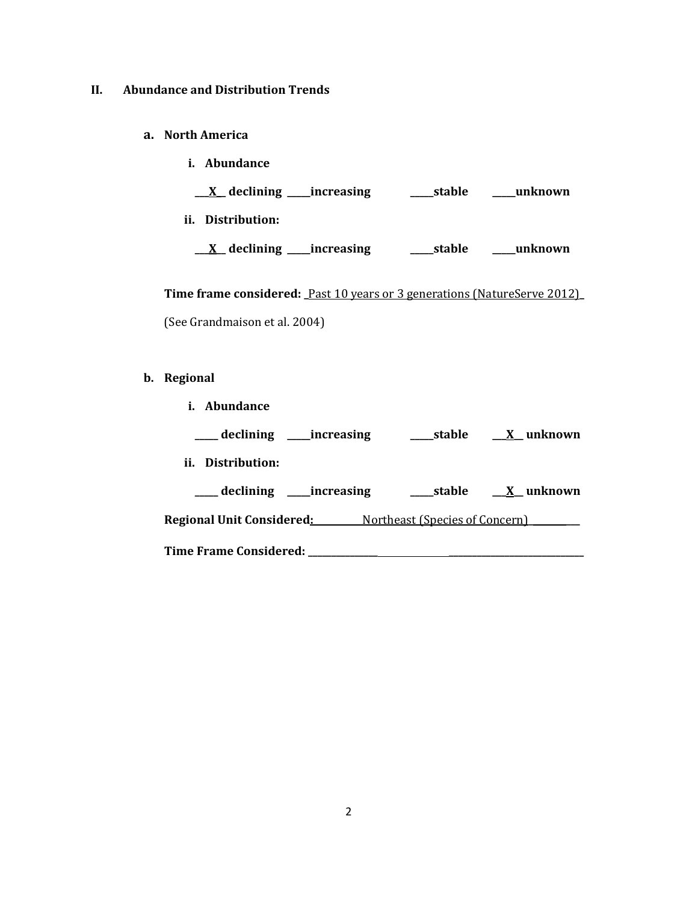## II. Abundance and Distribution Trends

### a. North America

**i. Abundance**

**\_\_X\_\_ declining \_\_\_\_\_increasing \_\_\_\_\_stable \_\_\_\_\_unknown**

**ii. Distribution:**

**\_\_X\_\_ declining \_\_\_\_\_increasing \_\_\_\_\_stable \_\_\_\_\_unknown**

**Time frame considered:** Past 10 years or 3 generations (NatureServe 2012)

(See Grandmaison et al. 2004)

### b. Regional

**i. Abundance**

**\_\_\_\_\_ declining \_\_\_\_\_increasing \_\_\_\_\_stable \_\_X\_\_ unknown**

**ii. Distribution:**

**\_\_\_\_\_ declining \_\_\_\_\_increasing \_\_\_\_\_stable \_\_X\_\_ unknown**

**Regional Unit Considered:** Northeast (Species of Concern)

**Time Frame Considered:** \_\_\_\_\_\_\_\_\_\_\_\_\_\_\_\_\_\_\_\_\_\_\_\_\_\_\_\_\_\_\_\_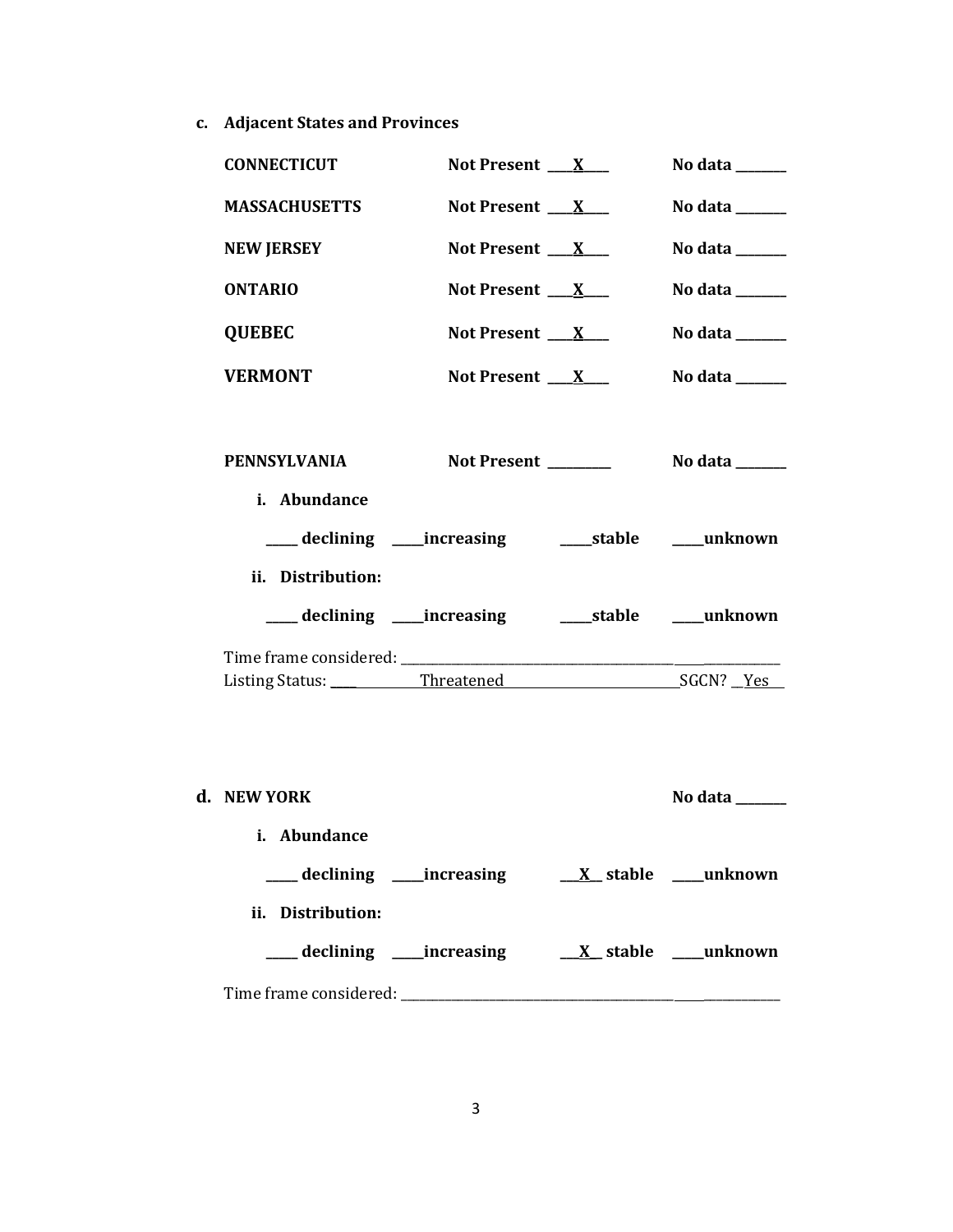**c. Adjacent States and Provinces**

**CONNECTICUT** **Not Present** ___X___ **No data** _______

**MASSACHUSETTS** **Not Present** ___X___ **No data** _______

**NEW JERSEY** **Not Present** ___X___ **No data** _______

**ONTARIO** **Not Present** ___X___ **No data** _______

**QUEBEC** **Not Present** ___X___ **No data** _______

**VERMONT** **Not Present** ___X___ **No data** _______

**PENNSYLVANIA** **Not Present** _________ **No data** _______

**i. Abundance**

____ **declining** ____**increasing** ____**stable** ____**unknown**

**ii. Distribution:**

____ **declining** ____**increasing** ____**stable** ____**unknown**

Time frame considered: ___________________________________________

Listing Status: ____ Threatened SGCN? Yes

**d. NEW YORK** **No data** _______

**i. Abundance**

____ **declining** ____**increasing** __X__ **stable** ____**unknown**

**ii. Distribution:**

____ **declining** ____**increasing** __X__ **stable** ____**unknown**

Time frame considered: ___________________________________________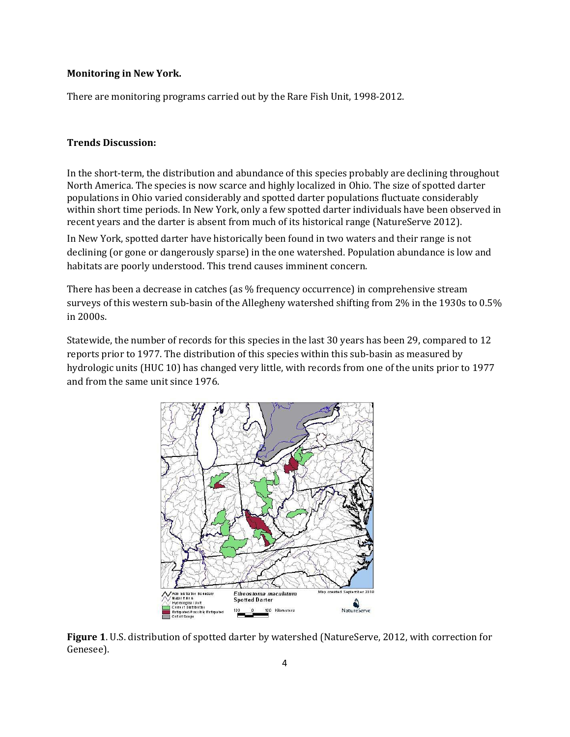**Monitoring in New York.**

There are monitoring programs carried out by the Rare Fish Unit, 1998-2012.

**Trends Discussion:**

In the short-term, the distribution and abundance of this species probably are declining throughout North America. The species is now scarce and highly localized in Ohio. The size of spotted darter populations in Ohio varied considerably and spotted darter populations fluctuate considerably within short time periods. In New York, only a few spotted darter individuals have been observed in recent years and the darter is absent from much of its historical range (NatureServe 2012).

In New York, spotted darter have historically been found in two waters and their range is not declining (or gone or dangerously sparse) in the one watershed. Population abundance is low and habitats are poorly understood. This trend causes imminent concern.

There has been a decrease in catches (as % frequency occurrence) in comprehensive stream surveys of this western sub-basin of the Allegheny watershed shifting from 2% in the 1930s to 0.5% in 2000s.

Statewide, the number of records for this species in the last 30 years has been 29, compared to 12 reports prior to 1977. The distribution of this species within this sub-basin as measured by hydrologic units (HUC 10) has changed very little, with records from one of the units prior to 1977 and from the same unit since 1976.

**Figure 1**. U.S. distribution of spotted darter by watershed (NatureServe, 2012, with correction for Genesee).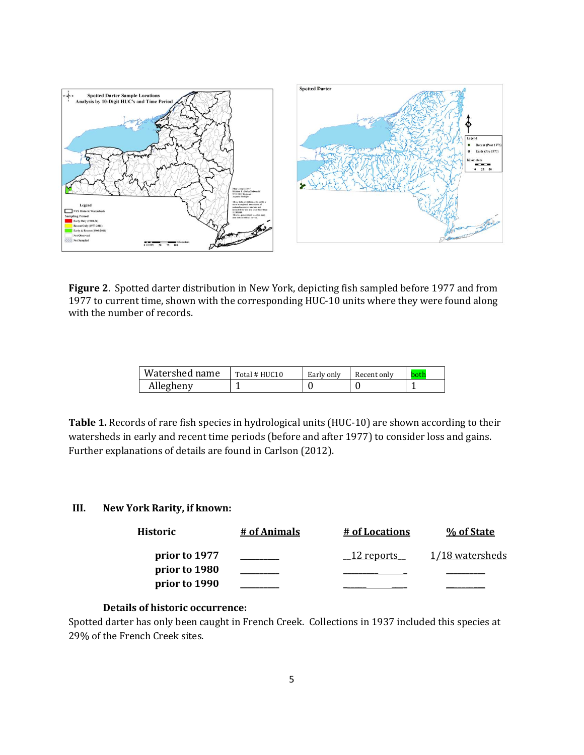**Figure 2**. Spotted darter distribution in New York, depicting fish sampled before 1977 and from 1977 to current time, shown with the corresponding HUC-10 units where they were found along with the number of records.

| Watershed name | Total # HUC10 | Early only | Recent only | both |
|---|---|---|---|---|
| Allegheny | 1 | 0 | 0 | 1 |

**Table 1.** Records of rare fish species in hydrological units (HUC-10) are shown according to their watersheds in early and recent time periods (before and after 1977) to consider loss and gains. Further explanations of details are found in Carlson (2012).

### III. New York Rarity, if known:

| Historic | # of Animals | # of Locations | % of State |
|---|---|---|---|
| prior to 1977 | ________ | 12 reports | 1/18 watersheds |
| prior to 1980 | ________ | ________ | ________ |
| prior to 1990 | ________ | ________ | ________ |

**Details of historic occurrence:**

Spotted darter has only been caught in French Creek. Collections in 1937 included this species at 29% of the French Creek sites.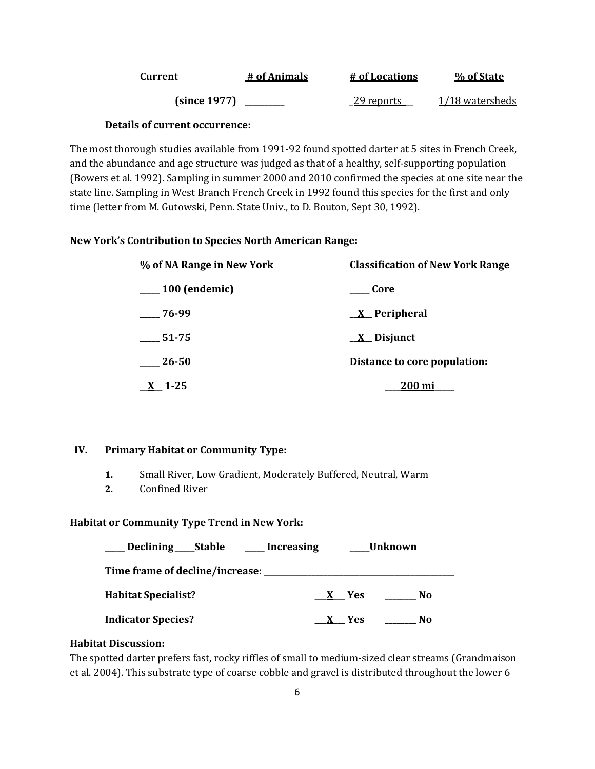| Current | # of Animals | # of Locations | % of State |
|---|---|---|---|
| (since 1977) | _________ | _29 reports__ | 1/18 watersheds |

**Details of current occurrence:**

The most thorough studies available from 1991-92 found spotted darter at 5 sites in French Creek, and the abundance and age structure was judged as that of a healthy, self-supporting population (Bowers et al. 1992). Sampling in summer 2000 and 2010 confirmed the species at one site near the state line. Sampling in West Branch French Creek in 1992 found this species for the first and only time (letter from M. Gutowski, Penn. State Univ., to D. Bouton, Sept 30, 1992).

**New York's Contribution to Species North American Range:**

| % of NA Range in New York | Classification of New York Range |
|---|---|
| ____ 100 (endemic) | ____ Core |
| ____ 76-99 | __X__ Peripheral |
| ____ 51-75 | __X__ Disjunct |
| ____ 26-50 | Distance to core population: |
| __X__ 1-25 | ____200 mi_____ |

## IV. Primary Habitat or Community Type:

1. Small River, Low Gradient, Moderately Buffered, Neutral, Warm
2. Confined River

**Habitat or Community Type Trend in New York:**

____ Declining ____Stable ____ Increasing ____Unknown

**Time frame of decline/increase:** ___________________________________________

**Habitat Specialist?** ___X___ Yes _______ No

**Indicator Species?** ___X___ Yes _______ No

**Habitat Discussion:**

The spotted darter prefers fast, rocky riffles of small to medium-sized clear streams (Grandmaison et al. 2004). This substrate type of coarse cobble and gravel is distributed throughout the lower 6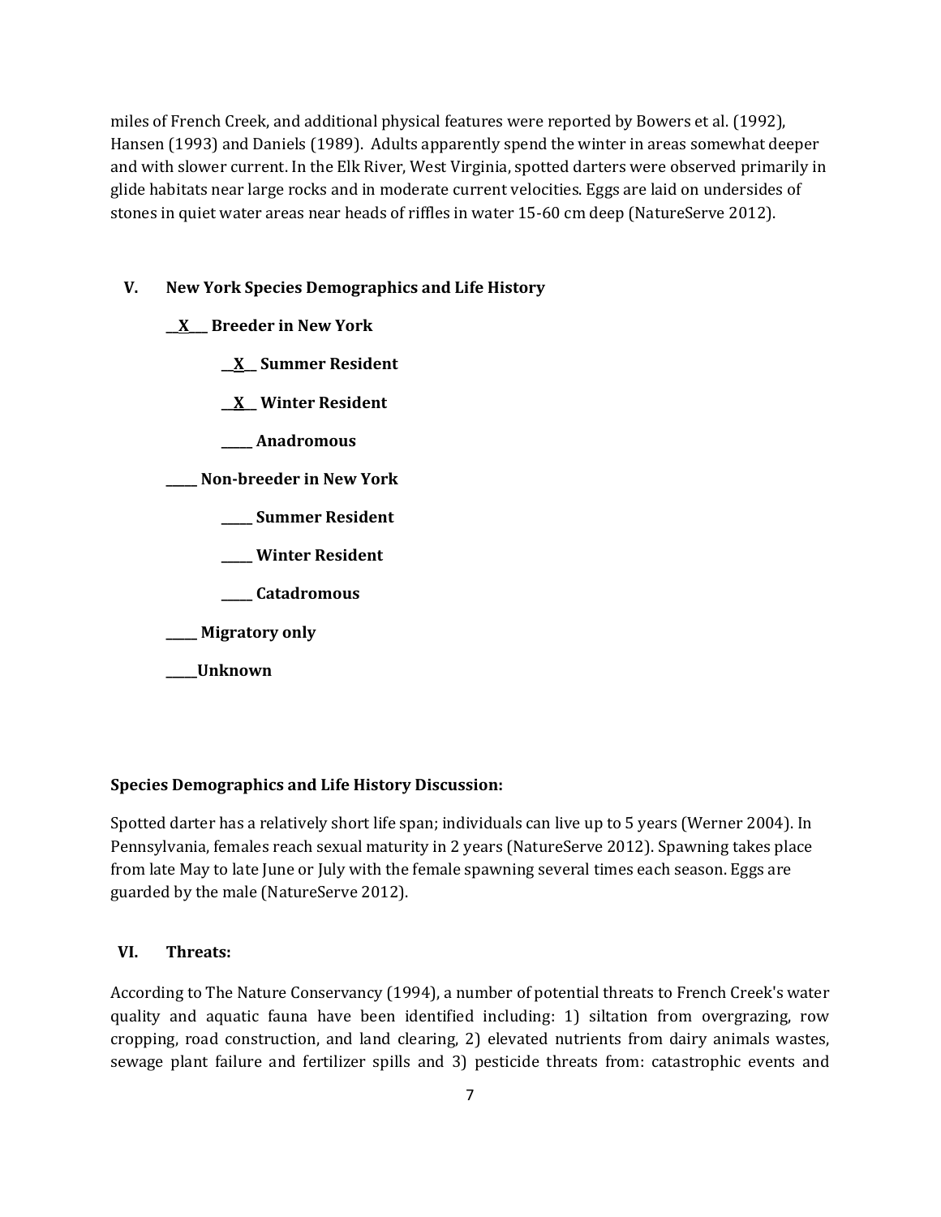miles of French Creek, and additional physical features were reported by Bowers et al. (1992), Hansen (1993) and Daniels (1989). Adults apparently spend the winter in areas somewhat deeper and with slower current. In the Elk River, West Virginia, spotted darters were observed primarily in glide habitats near large rocks and in moderate current velocities. Eggs are laid on undersides of stones in quiet water areas near heads of riffles in water 15-60 cm deep (NatureServe 2012).

## V. New York Species Demographics and Life History

**__X___ Breeder in New York**

- **__X__ Summer Resident**
- **__X__ Winter Resident**
- **_____ Anadromous**

**_____ Non-breeder in New York**

- **_____ Summer Resident**
- **_____ Winter Resident**
- **_____ Catadromous**

**_____ Migratory only**

**_____Unknown**

**Species Demographics and Life History Discussion:**

Spotted darter has a relatively short life span; individuals can live up to 5 years (Werner 2004). In Pennsylvania, females reach sexual maturity in 2 years (NatureServe 2012). Spawning takes place from late May to late June or July with the female spawning several times each season. Eggs are guarded by the male (NatureServe 2012).

## VI. Threats:

According to The Nature Conservancy (1994), a number of potential threats to French Creek's water quality and aquatic fauna have been identified including: 1) siltation from overgrazing, row cropping, road construction, and land clearing, 2) elevated nutrients from dairy animals wastes, sewage plant failure and fertilizer spills and 3) pesticide threats from: catastrophic events and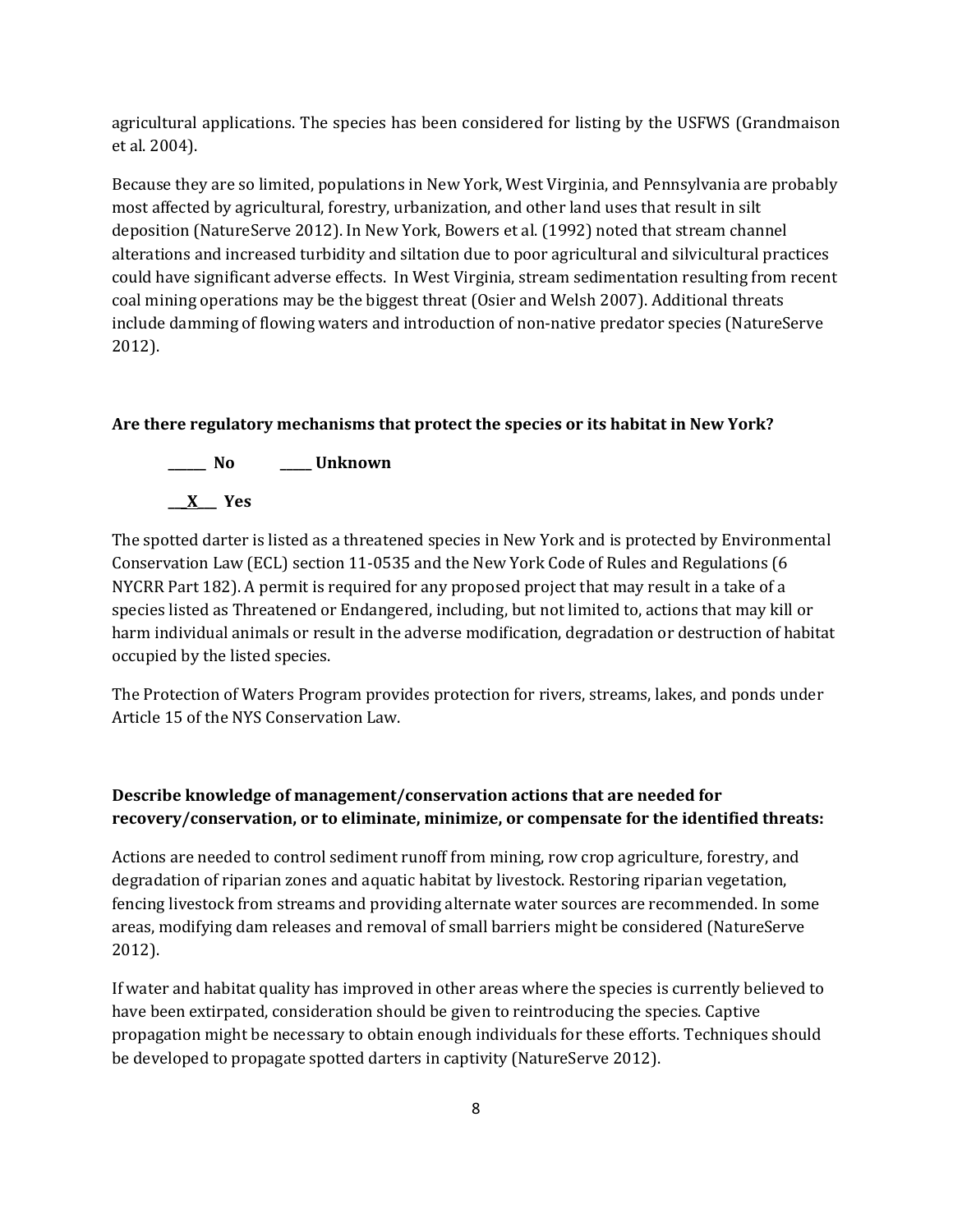agricultural applications. The species has been considered for listing by the USFWS (Grandmaison et al. 2004).

Because they are so limited, populations in New York, West Virginia, and Pennsylvania are probably most affected by agricultural, forestry, urbanization, and other land uses that result in silt deposition (NatureServe 2012). In New York, Bowers et al. (1992) noted that stream channel alterations and increased turbidity and siltation due to poor agricultural and silvicultural practices could have significant adverse effects. In West Virginia, stream sedimentation resulting from recent coal mining operations may be the biggest threat (Osier and Welsh 2007). Additional threats include damming of flowing waters and introduction of non-native predator species (NatureServe 2012).

**Are there regulatory mechanisms that protect the species or its habitat in New York?**

**______ No          _____ Unknown**

**___X___ Yes**

The spotted darter is listed as a threatened species in New York and is protected by Environmental Conservation Law (ECL) section 11-0535 and the New York Code of Rules and Regulations (6 NYCRR Part 182). A permit is required for any proposed project that may result in a take of a species listed as Threatened or Endangered, including, but not limited to, actions that may kill or harm individual animals or result in the adverse modification, degradation or destruction of habitat occupied by the listed species.

The Protection of Waters Program provides protection for rivers, streams, lakes, and ponds under Article 15 of the NYS Conservation Law.

**Describe knowledge of management/conservation actions that are needed for recovery/conservation, or to eliminate, minimize, or compensate for the identified threats:**

Actions are needed to control sediment runoff from mining, row crop agriculture, forestry, and degradation of riparian zones and aquatic habitat by livestock. Restoring riparian vegetation, fencing livestock from streams and providing alternate water sources are recommended. In some areas, modifying dam releases and removal of small barriers might be considered (NatureServe 2012).

If water and habitat quality has improved in other areas where the species is currently believed to have been extirpated, consideration should be given to reintroducing the species. Captive propagation might be necessary to obtain enough individuals for these efforts. Techniques should be developed to propagate spotted darters in captivity (NatureServe 2012).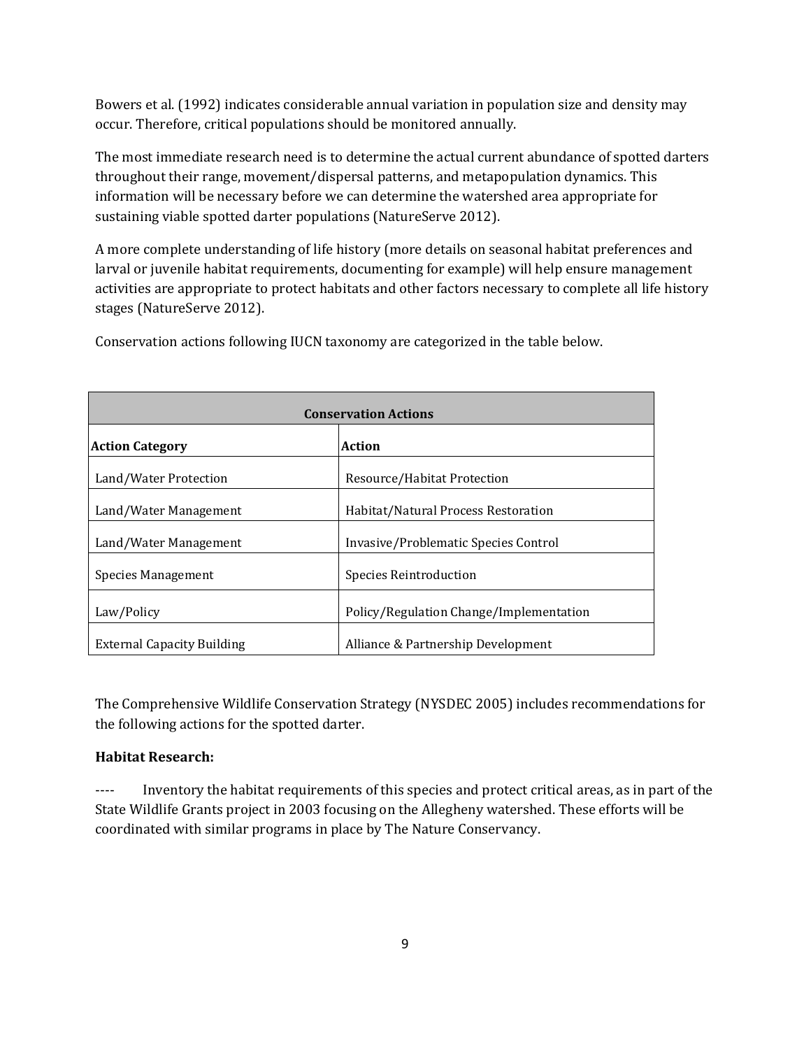Bowers et al. (1992) indicates considerable annual variation in population size and density may occur. Therefore, critical populations should be monitored annually.

The most immediate research need is to determine the actual current abundance of spotted darters throughout their range, movement/dispersal patterns, and metapopulation dynamics. This information will be necessary before we can determine the watershed area appropriate for sustaining viable spotted darter populations (NatureServe 2012).

A more complete understanding of life history (more details on seasonal habitat preferences and larval or juvenile habitat requirements, documenting for example) will help ensure management activities are appropriate to protect habitats and other factors necessary to complete all life history stages (NatureServe 2012).

Conservation actions following IUCN taxonomy are categorized in the table below.

| **Conservation Actions** | |
|---|---|
| **Action Category** | **Action** |
| Land/Water Protection | Resource/Habitat Protection |
| Land/Water Management | Habitat/Natural Process Restoration |
| Land/Water Management | Invasive/Problematic Species Control |
| Species Management | Species Reintroduction |
| Law/Policy | Policy/Regulation Change/Implementation |
| External Capacity Building | Alliance & Partnership Development |

The Comprehensive Wildlife Conservation Strategy (NYSDEC 2005) includes recommendations for the following actions for the spotted darter.

**Habitat Research:**

---- Inventory the habitat requirements of this species and protect critical areas, as in part of the State Wildlife Grants project in 2003 focusing on the Allegheny watershed. These efforts will be coordinated with similar programs in place by The Nature Conservancy.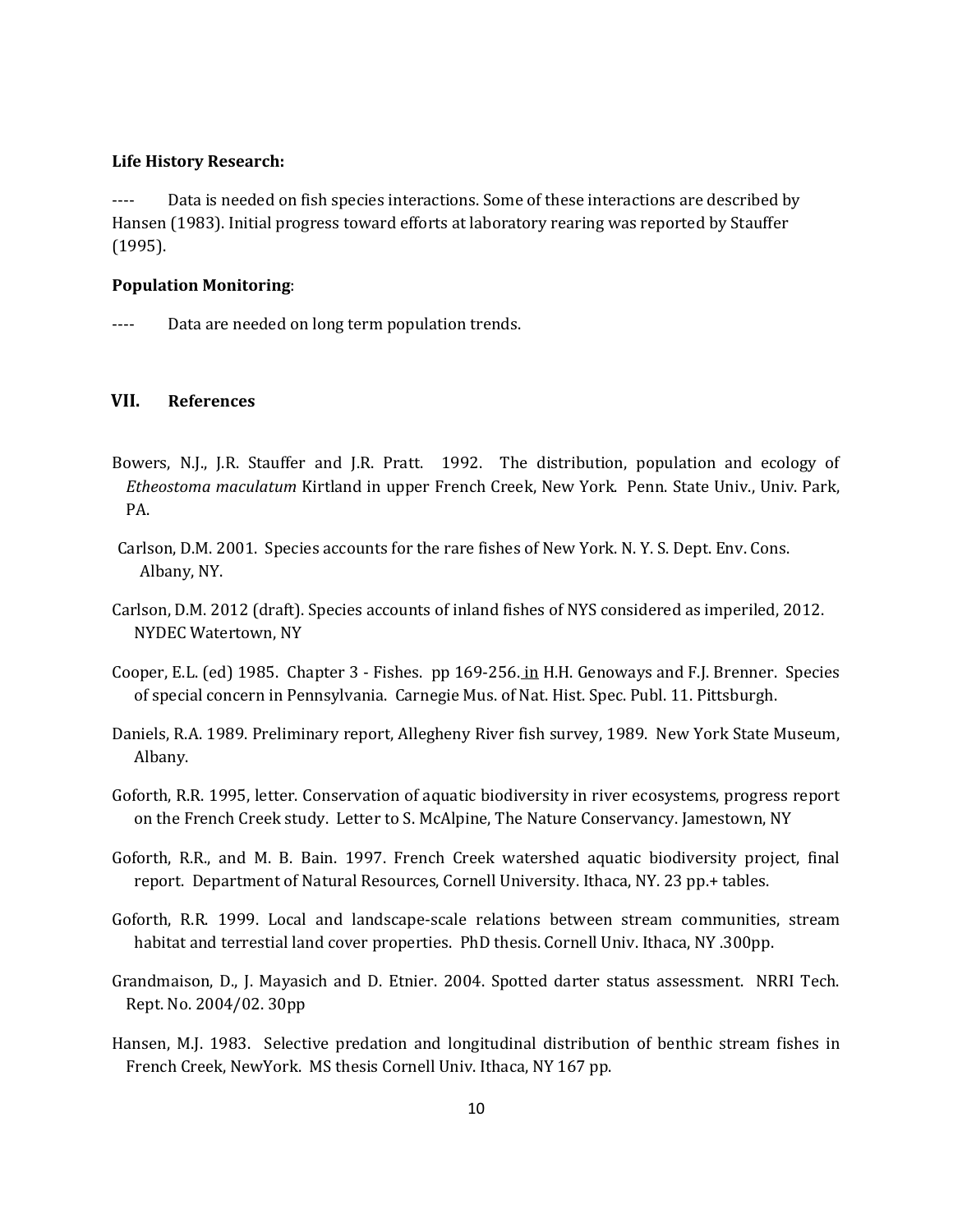**Life History Research:**

---- Data is needed on fish species interactions. Some of these interactions are described by Hansen (1983). Initial progress toward efforts at laboratory rearing was reported by Stauffer (1995).

**Population Monitoring**:

---- Data are needed on long term population trends.

## VII. References

Bowers, N.J., J.R. Stauffer and J.R. Pratt. 1992. The distribution, population and ecology of *Etheostoma maculatum* Kirtland in upper French Creek, New York. Penn. State Univ., Univ. Park, PA.

Carlson, D.M. 2001. Species accounts for the rare fishes of New York. N. Y. S. Dept. Env. Cons. Albany, NY.

Carlson, D.M. 2012 (draft). Species accounts of inland fishes of NYS considered as imperiled, 2012. NYDEC Watertown, NY

Cooper, E.L. (ed) 1985. Chapter 3 - Fishes. pp 169-256. in H.H. Genoways and F.J. Brenner. Species of special concern in Pennsylvania. Carnegie Mus. of Nat. Hist. Spec. Publ. 11. Pittsburgh.

Daniels, R.A. 1989. Preliminary report, Allegheny River fish survey, 1989. New York State Museum, Albany.

Goforth, R.R. 1995, letter. Conservation of aquatic biodiversity in river ecosystems, progress report on the French Creek study. Letter to S. McAlpine, The Nature Conservancy. Jamestown, NY

Goforth, R.R., and M. B. Bain. 1997. French Creek watershed aquatic biodiversity project, final report. Department of Natural Resources, Cornell University. Ithaca, NY. 23 pp.+ tables.

Goforth, R.R. 1999. Local and landscape-scale relations between stream communities, stream habitat and terrestial land cover properties. PhD thesis. Cornell Univ. Ithaca, NY .300pp.

Grandmaison, D., J. Mayasich and D. Etnier. 2004. Spotted darter status assessment. NRRI Tech. Rept. No. 2004/02. 30pp

Hansen, M.J. 1983. Selective predation and longitudinal distribution of benthic stream fishes in French Creek, NewYork. MS thesis Cornell Univ. Ithaca, NY 167 pp.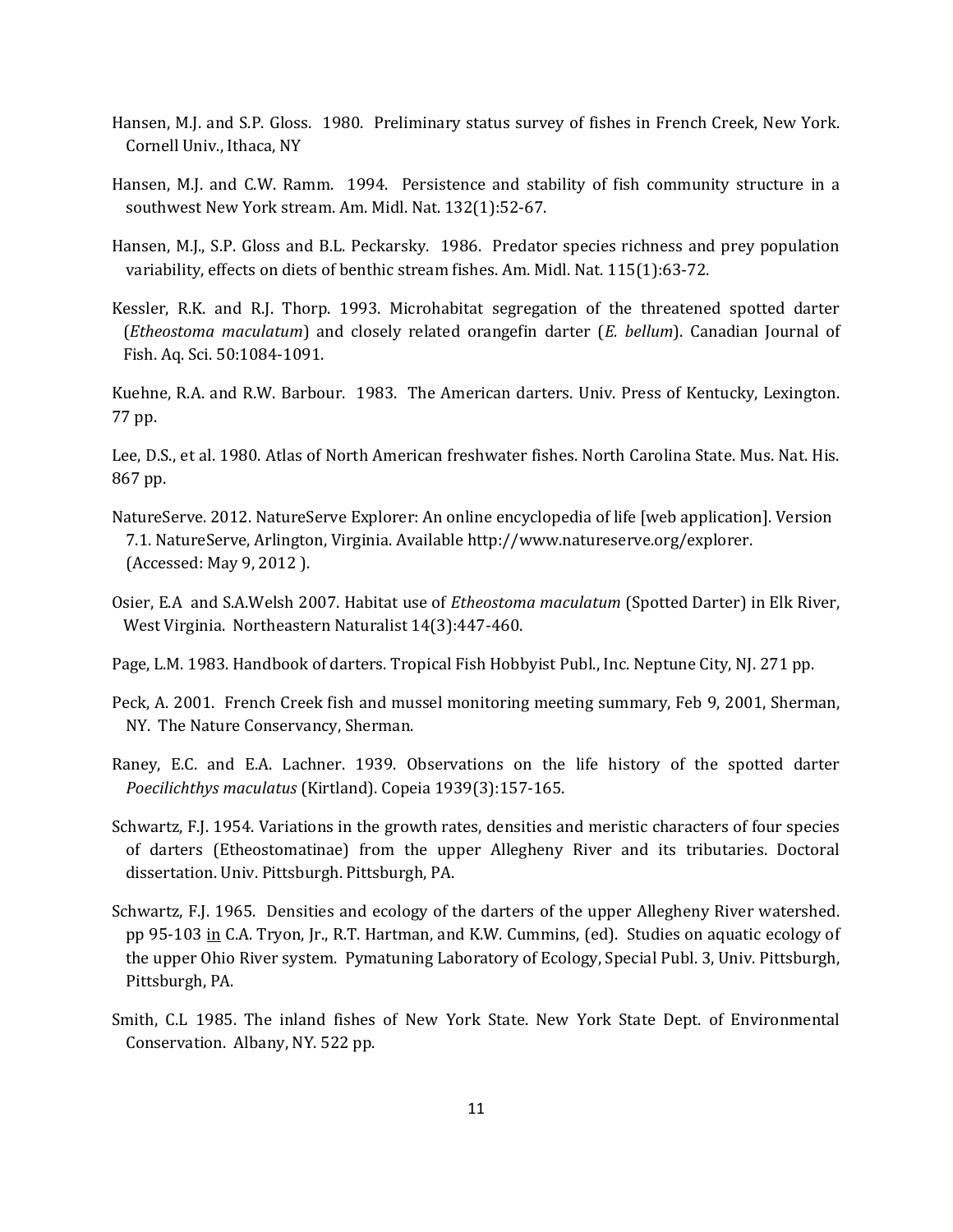Hansen, M.J. and S.P. Gloss. 1980. Preliminary status survey of fishes in French Creek, New York. Cornell Univ., Ithaca, NY

Hansen, M.J. and C.W. Ramm. 1994. Persistence and stability of fish community structure in a southwest New York stream. Am. Midl. Nat. 132(1):52-67.

Hansen, M.J., S.P. Gloss and B.L. Peckarsky. 1986. Predator species richness and prey population variability, effects on diets of benthic stream fishes. Am. Midl. Nat. 115(1):63-72.

Kessler, R.K. and R.J. Thorp. 1993. Microhabitat segregation of the threatened spotted darter (*Etheostoma maculatum*) and closely related orangefin darter (*E. bellum*). Canadian Journal of Fish. Aq. Sci. 50:1084-1091.

Kuehne, R.A. and R.W. Barbour. 1983. The American darters. Univ. Press of Kentucky, Lexington. 77 pp.

Lee, D.S., et al. 1980. Atlas of North American freshwater fishes. North Carolina State. Mus. Nat. His. 867 pp.

NatureServe. 2012. NatureServe Explorer: An online encyclopedia of life [web application]. Version 7.1. NatureServe, Arlington, Virginia. Available http://www.natureserve.org/explorer. (Accessed: May 9, 2012 ).

Osier, E.A and S.A.Welsh 2007. Habitat use of *Etheostoma maculatum* (Spotted Darter) in Elk River, West Virginia. Northeastern Naturalist 14(3):447-460.

Page, L.M. 1983. Handbook of darters. Tropical Fish Hobbyist Publ., Inc. Neptune City, NJ. 271 pp.

Peck, A. 2001. French Creek fish and mussel monitoring meeting summary, Feb 9, 2001, Sherman, NY. The Nature Conservancy, Sherman.

Raney, E.C. and E.A. Lachner. 1939. Observations on the life history of the spotted darter *Poecilichthys maculatus* (Kirtland). Copeia 1939(3):157-165.

Schwartz, F.J. 1954. Variations in the growth rates, densities and meristic characters of four species of darters (Etheostomatinae) from the upper Allegheny River and its tributaries. Doctoral dissertation. Univ. Pittsburgh. Pittsburgh, PA.

Schwartz, F.J. 1965. Densities and ecology of the darters of the upper Allegheny River watershed. pp 95-103 in C.A. Tryon, Jr., R.T. Hartman, and K.W. Cummins, (ed). Studies on aquatic ecology of the upper Ohio River system. Pymatuning Laboratory of Ecology, Special Publ. 3, Univ. Pittsburgh, Pittsburgh, PA.

Smith, C.L 1985. The inland fishes of New York State. New York State Dept. of Environmental Conservation. Albany, NY. 522 pp.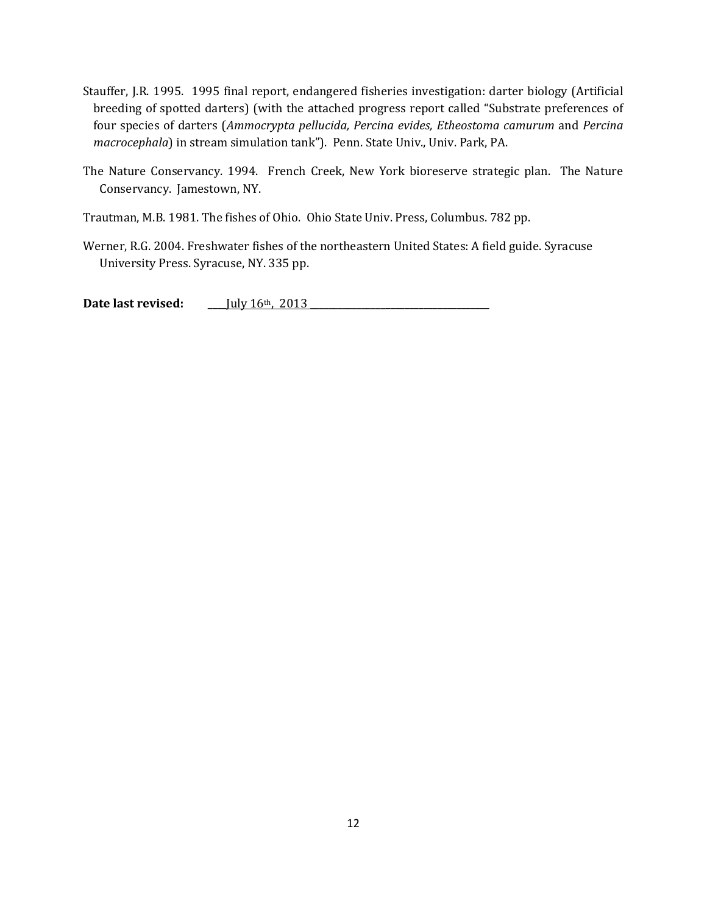Stauffer, J.R. 1995. 1995 final report, endangered fisheries investigation: darter biology (Artificial breeding of spotted darters) (with the attached progress report called "Substrate preferences of four species of darters (*Ammocrypta pellucida, Percina evides, Etheostoma camurum* and *Percina macrocephala*) in stream simulation tank"). Penn. State Univ., Univ. Park, PA.

The Nature Conservancy. 1994. French Creek, New York bioreserve strategic plan. The Nature Conservancy. Jamestown, NY.

Trautman, M.B. 1981. The fishes of Ohio. Ohio State Univ. Press, Columbus. 782 pp.

Werner, R.G. 2004. Freshwater fishes of the northeastern United States: A field guide. Syracuse University Press. Syracuse, NY. 335 pp.

**Date last revised:** July 16th, 2013